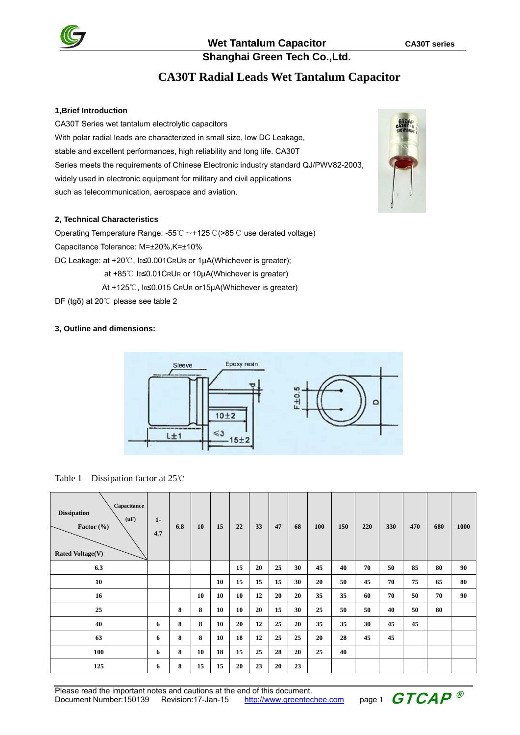# Wet Tantalum Capacitor

**CA30T series**

**Shanghai Green Tech Co.,Ltd.**

## CA30T Radial Leads Wet Tantalum Capacitor

### 1,Brief Introduction

CA30T Series wet tantalum electrolytic capacitors
With polar radial leads are characterized in small size, low DC Leakage,
stable and excellent performances, high reliability and long life. CA30T
Series meets the requirements of Chinese Electronic industry standard QJ/PWV82-2003,
widely used in electronic equipment for military and civil applications
such as telecommunication, aerospace and aviation.

### 2, Technical Characteristics

Operating Temperature Range: -55℃～+125℃(>85℃ use derated voltage)

Capacitance Tolerance: M=±20%,K=±10%

DC Leakage: at +20℃, $I_0 \leq 0.001 C_R U_R$ or 1μA(Whichever is greater);

at +85℃ $I_0 \leq 0.01 C_R U_R$ or 10μA(Whichever is greater)

At +125℃, $I_0 \leq 0.015\ C_R U_R$ or15μA(Whichever is greater)

DF (tgδ) at 20℃ please see table 2

### 3, Outline and dimensions:

Sleeve, Epoxy resin, d, 10±2, L±1, ≤3, 15±2, F±0.5, D

Table 1 Dissipation factor at 25℃

| Dissipation Factor (%) / Capacitance (uF) / Rated Voltage(V) | 1-4.7 | 6.8 | 10 | 15 | 22 | 33 | 47 | 68 | 100 | 150 | 220 | 330 | 470 | 680 | 1000 |
|---|---|---|---|---|---|---|---|---|---|---|---|---|---|---|---|
| 6.3 | | | | | 15 | 20 | 25 | 30 | 45 | 40 | 70 | 50 | 85 | 80 | 90 |
| 10 | | | | 10 | 15 | 15 | 15 | 30 | 20 | 50 | 45 | 70 | 75 | 65 | 80 |
| 16 | | | 10 | 10 | 10 | 12 | 20 | 20 | 35 | 35 | 60 | 70 | 50 | 70 | 90 |
| 25 | | 8 | 8 | 10 | 10 | 20 | 15 | 30 | 25 | 50 | 50 | 40 | 50 | 80 | |
| 40 | 6 | 8 | 8 | 10 | 20 | 12 | 25 | 20 | 35 | 35 | 30 | 45 | 45 | | |
| 63 | 6 | 8 | 8 | 10 | 18 | 12 | 25 | 25 | 20 | 28 | 45 | 45 | | | |
| 100 | 6 | 8 | 10 | 18 | 15 | 25 | 28 | 20 | 25 | 40 | | | | | |
| 125 | 6 | 8 | 15 | 15 | 20 | 23 | 20 | 23 | | | | | | | |

Please read the important notes and cautions at the end of this document.
Document Number:150139 Revision:17-Jan-15 http://www.greentechee.com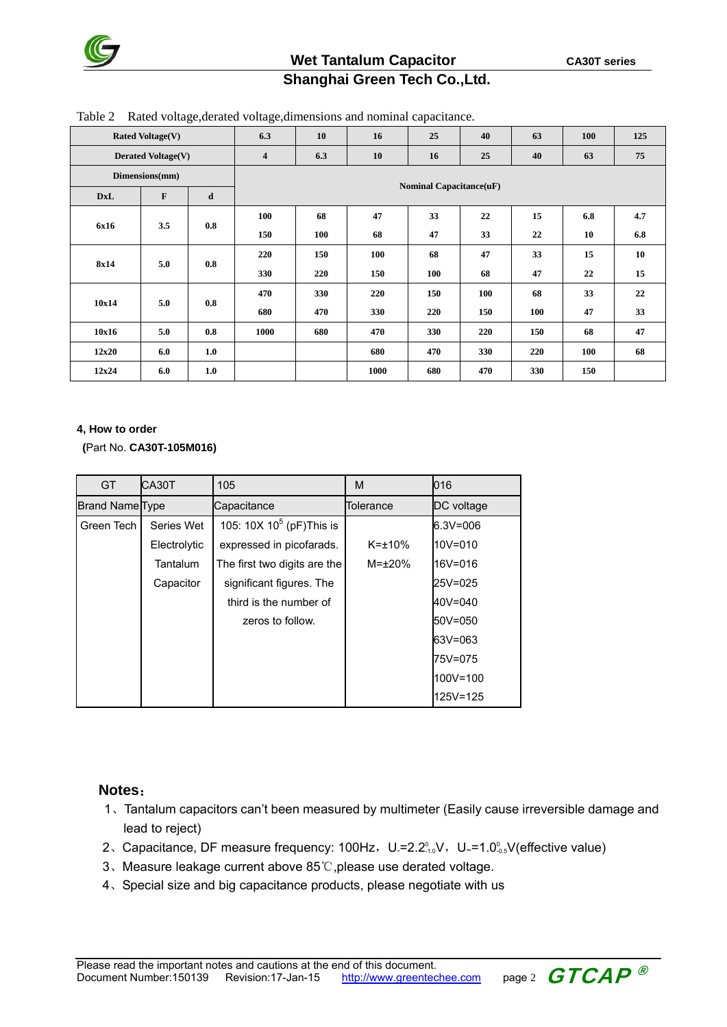Table 2 Rated voltage,derated voltage,dimensions and nominal capacitance.

| Rated Voltage(V) | | | 6.3 | 10 | 16 | 25 | 40 | 63 | 100 | 125 |
|---|---|---|---|---|---|---|---|---|---|---|
| Derated Voltage(V) | | | 4 | 6.3 | 10 | 16 | 25 | 40 | 63 | 75 |
| Dimensions(mm) | | | Nominal Capacitance(uF) | | | | | | | |
| DxL | F | d | | | | | | | | |
| 6x16 | 3.5 | 0.8 | 100 | 68 | 47 | 33 | 22 | 15 | 6.8 | 4.7 |
| | | | 150 | 100 | 68 | 47 | 33 | 22 | 10 | 6.8 |
| 8x14 | 5.0 | 0.8 | 220 | 150 | 100 | 68 | 47 | 33 | 15 | 10 |
| | | | 330 | 220 | 150 | 100 | 68 | 47 | 22 | 15 |
| 10x14 | 5.0 | 0.8 | 470 | 330 | 220 | 150 | 100 | 68 | 33 | 22 |
| | | | 680 | 470 | 330 | 220 | 150 | 100 | 47 | 33 |
| 10x16 | 5.0 | 0.8 | 1000 | 680 | 470 | 330 | 220 | 150 | 68 | 47 |
| 12x20 | 6.0 | 1.0 | | | 680 | 470 | 330 | 220 | 100 | 68 |
| 12x24 | 6.0 | 1.0 | | | 1000 | 680 | 470 | 330 | 150 | |

**4, How to order**

**(**Part No. **CA30T-105M016)**

| GT | CA30T | 105 | M | 016 |
|---|---|---|---|---|
| Brand Name | Type | Capacitance | Tolerance | DC voltage |
| Green Tech | Series Wet Electrolytic Tantalum Capacitor | 105: 10X $10^5$ (pF)This is expressed in picofarads. The first two digits are the significant figures. The third is the number of zeros to follow. | K=±10%<br>M=±20% | 6.3V=006<br>10V=010<br>16V=016<br>25V=025<br>40V=040<br>50V=050<br>63V=063<br>75V=075<br>100V=100<br>125V=125 |

**Notes:**

1、Tantalum capacitors can't been measured by multimeter (Easily cause irreversible damage and lead to reject)

2、Capacitance, DF measure frequency: 100Hz，$U_{=}=2.2^{0}_{-1.0}$V，$U_{\sim}=1.0^{0}_{-0.5}$V(effective value)

3、Measure leakage current above 85℃,please use derated voltage.

4、Special size and big capacitance products, please negotiate with us

Please read the important notes and cautions at the end of this document.
Document Number:150139 Revision:17-Jan-15 http://www.greentechee.com